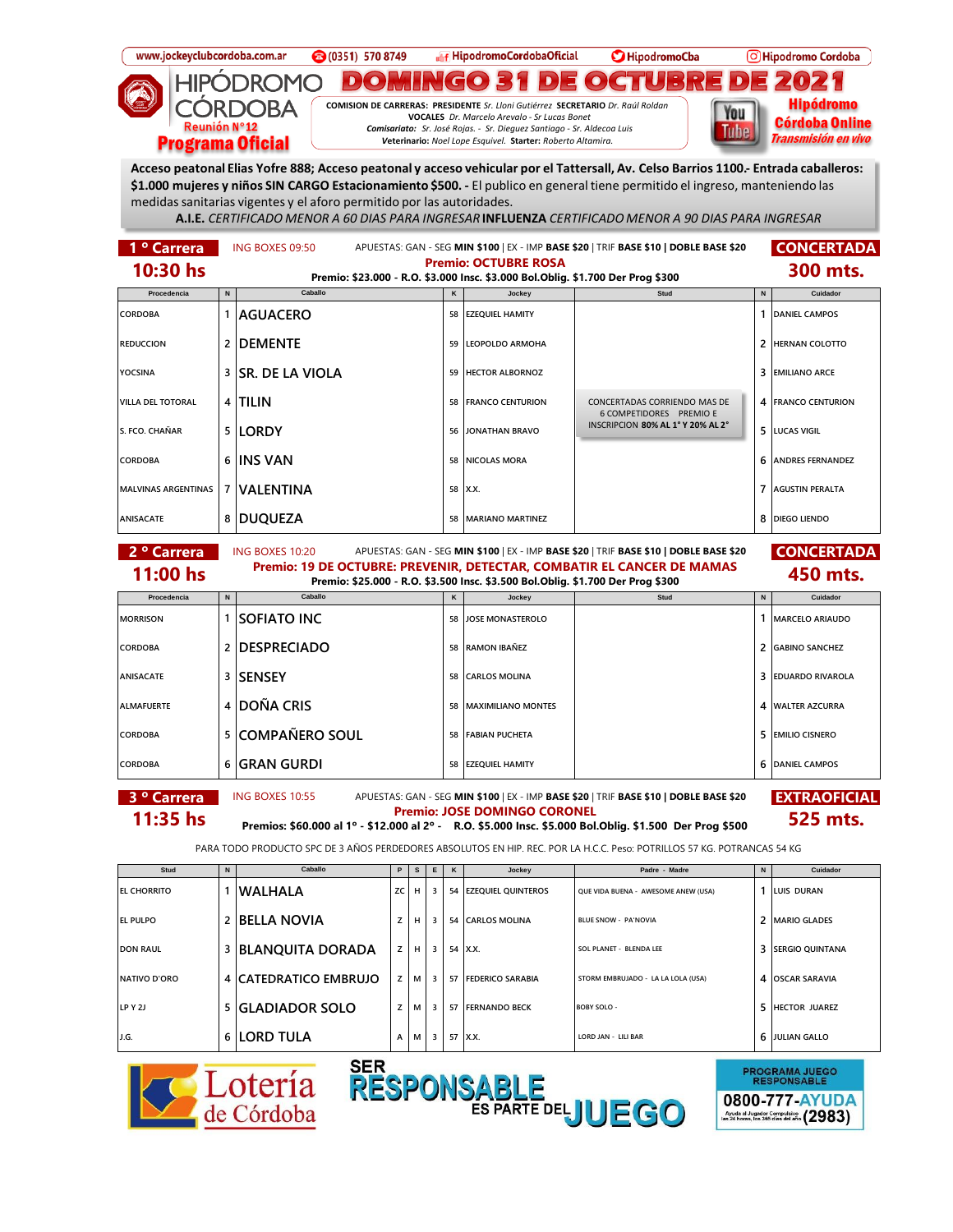www.jockeyclubcordoba.com.ar | (0351) 570 8749 | HipodromoCordobaOficial | HipodromoCba | Hipodromo Cordoba

# HIPÓDROMO CÓRDOBA

Reunión N°12

**Programa Oficial**

# DOMINGO 31 DE OCTUBRE DE 2021

**COMISION DE CARRERAS: PRESIDENTE** *Sr. Lloni Gutiérrez* **SECRETARIO** *Dr. Raúl Roldan*
**VOCALES** *Dr. Marcelo Arevalo - Sr Lucas Bonet*
*Comisariato: Sr. José Rojas. - Sr. Dieguez Santiago - Sr. Aldecoa Luis*
**Veterinario:** *Noel Lope Esquivel.* **Starter:** *Roberto Altamira.*

**Hipódromo Córdoba Online** *Transmisión en vivo*

**Acceso peatonal Elias Yofre 888; Acceso peatonal y acceso vehicular por el Tattersall, Av. Celso Barrios 1100.- Entrada caballeros: $1.000 mujeres y niños SIN CARGO Estacionamiento $500. -** El publico en general tiene permitido el ingreso, manteniendo las medidas sanitarias vigentes y el aforo permitido por las autoridades.
**A.I.E.** *CERTIFICADO MENOR A 60 DIAS PARA INGRESAR* **INFLUENZA** *CERTIFICADO MENOR A 90 DIAS PARA INGRESAR*

## 1 ° Carrera — 10:30 hs

ING BOXES 09:50 — APUESTAS: GAN - SEG **MIN $100** | EX - IMP **BASE $20** | TRIF **BASE $10** | **DOBLE BASE $20**

**CONCERTADA — 300 mts.**

**Premio: OCTUBRE ROSA**
**Premio: $23.000 - R.O. $3.000 Insc. $3.000 Bol.Oblig. $1.700 Der Prog $300**

| Procedencia | N | Caballo | K | Jockey | Stud | N | Cuidador |
|---|---|---|---|---|---|---|---|
| CORDOBA | 1 | AGUACERO | 58 | EZEQUIEL HAMITY | | 1 | DANIEL CAMPOS |
| REDUCCION | 2 | DEMENTE | 59 | LEOPOLDO ARMOHA | | 2 | HERNAN COLOTTO |
| YOCSINA | 3 | SR. DE LA VIOLA | 59 | HECTOR ALBORNOZ | | 3 | EMILIANO ARCE |
| VILLA DEL TOTORAL | 4 | TILIN | 58 | FRANCO CENTURION | CONCERTADAS CORRIENDO MAS DE 6 COMPETIDORES PREMIO E INSCRIPCION **80% AL 1° Y 20% AL 2°** | 4 | FRANCO CENTURION |
| S. FCO. CHAÑAR | 5 | LORDY | 56 | JONATHAN BRAVO | | 5 | LUCAS VIGIL |
| CORDOBA | 6 | INS VAN | 58 | NICOLAS MORA | | 6 | ANDRES FERNANDEZ |
| MALVINAS ARGENTINAS | 7 | VALENTINA | 58 | X.X. | | 7 | AGUSTIN PERALTA |
| ANISACATE | 8 | DUQUEZA | 58 | MARIANO MARTINEZ | | 8 | DIEGO LIENDO |

## 2 ° Carrera — 11:00 hs

ING BOXES 10:20 — APUESTAS: GAN - SEG **MIN $100** | EX - IMP **BASE $20** | TRIF **BASE $10** | **DOBLE BASE $20**

**CONCERTADA — 450 mts.**

**Premio: 19 DE OCTUBRE: PREVENIR, DETECTAR, COMBATIR EL CANCER DE MAMAS**
**Premio: $25.000 - R.O. $3.500 Insc. $3.500 Bol.Oblig. $1.700 Der Prog $300**

| Procedencia | N | Caballo | K | Jockey | Stud | N | Cuidador |
|---|---|---|---|---|---|---|---|
| MORRISON | 1 | SOFIATO INC | 58 | JOSE MONASTEROLO | | 1 | MARCELO ARIAUDO |
| CORDOBA | 2 | DESPRECIADO | 58 | RAMON IBAÑEZ | | 2 | GABINO SANCHEZ |
| ANISACATE | 3 | SENSEY | 58 | CARLOS MOLINA | | 3 | EDUARDO RIVAROLA |
| ALMAFUERTE | 4 | DOÑA CRIS | 58 | MAXIMILIANO MONTES | | 4 | WALTER AZCURRA |
| CORDOBA | 5 | COMPAÑERO SOUL | 58 | FABIAN PUCHETA | | 5 | EMILIO CISNERO |
| CORDOBA | 6 | GRAN GURDI | 58 | EZEQUIEL HAMITY | | 6 | DANIEL CAMPOS |

## 3 ° Carrera — 11:35 hs

ING BOXES 10:55 — APUESTAS: GAN - SEG **MIN $100** | EX - IMP **BASE $20** | TRIF **BASE $10** | **DOBLE BASE $20**

**EXTRAOFICIAL — 525 mts.**

**Premio: JOSE DOMINGO CORONEL**
**Premios: $60.000 al 1° - $12.000 al 2° - R.O. $5.000 Insc. $5.000 Bol.Oblig. $1.500 Der Prog $500**

PARA TODO PRODUCTO SPC DE 3 AÑOS PERDEDORES ABSOLUTOS EN HIP. REC. POR LA H.C.C. Peso: POTRILLOS 57 KG. POTRANCAS 54 KG

| Stud | N | Caballo | P | S | E | K | Jockey | Padre - Madre | N | Cuidador |
|---|---|---|---|---|---|---|---|---|---|---|
| EL CHORRITO | 1 | WALHALA | ZC | H | 3 | 54 | EZEQUIEL QUINTEROS | QUE VIDA BUENA - AWESOME ANEW (USA) | 1 | LUIS DURAN |
| EL PULPO | 2 | BELLA NOVIA | Z | H | 3 | 54 | CARLOS MOLINA | BLUE SNOW - PA'NOVIA | 2 | MARIO GLADES |
| DON RAUL | 3 | BLANQUITA DORADA | Z | H | 3 | 54 | X.X. | SOL PLANET - BLENDA LEE | 3 | SERGIO QUINTANA |
| NATIVO D'ORO | 4 | CATEDRATICO EMBRUJO | Z | M | 3 | 57 | FEDERICO SARABIA | STORM EMBRUJADO - LA LA LOLA (USA) | 4 | OSCAR SARAVIA |
| LP Y 2J | 5 | GLADIADOR SOLO | Z | M | 3 | 57 | FERNANDO BECK | BOBY SOLO - | 5 | HECTOR JUAREZ |
| J.G. | 6 | LORD TULA | A | M | 3 | 57 | X.X. | LORD JAN - LILI BAR | 6 | JULIAN GALLO |

Lotería de Córdoba — SER RESPONSABLE ES PARTE DEL JUEGO — PROGRAMA JUEGO RESPONSABLE 0800-777-AYUDA (2983) Ayuda al Jugador Compulsivo las 24 horas, los 365 días del año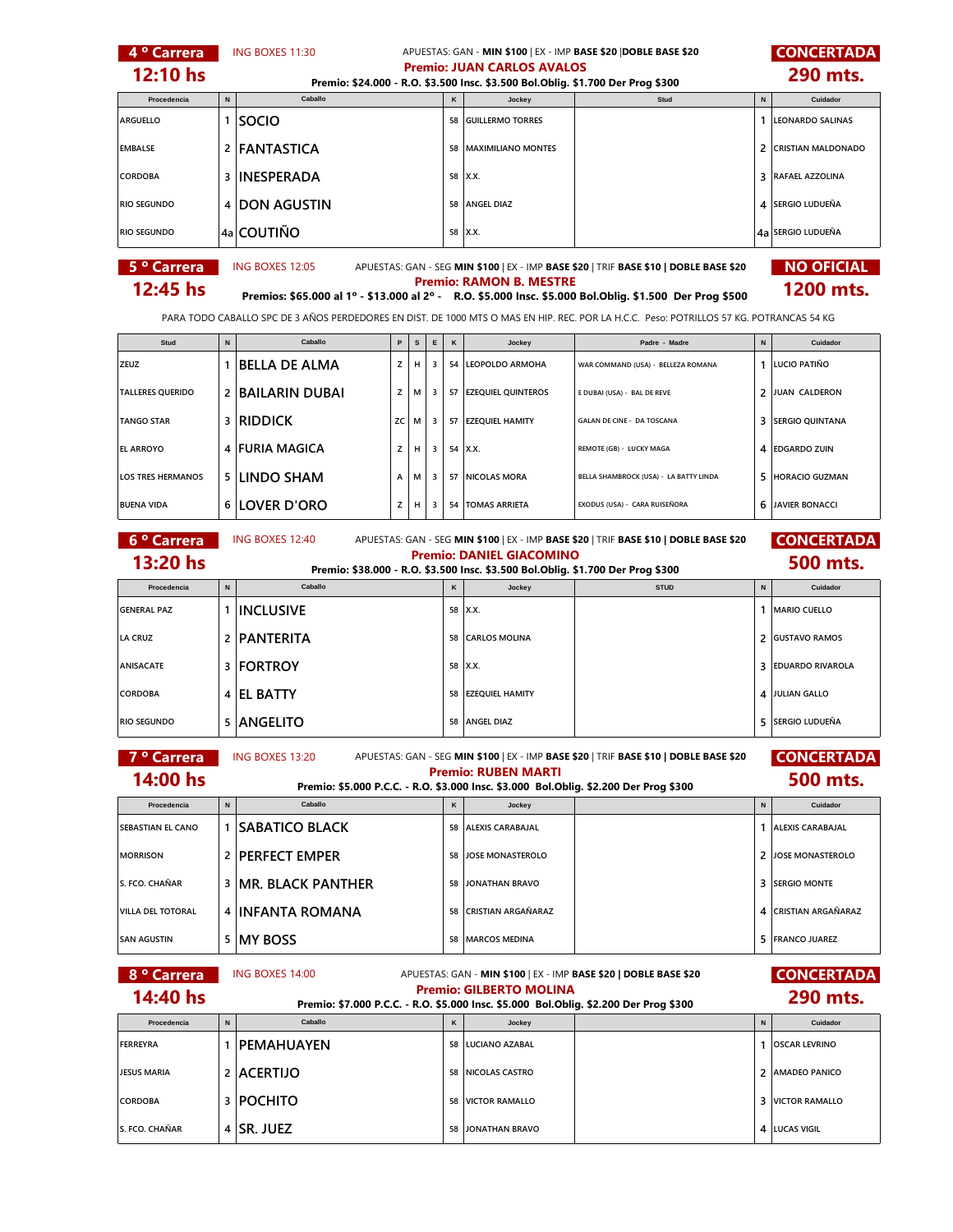## 4 ° Carrera

**12:10 hs**

ING BOXES 11:30

APUESTAS: GAN - **MIN $100** | EX - IMP **BASE $20** |**DOBLE BASE $20**

**Premio: JUAN CARLOS AVALOS**

**Premio: $24.000 - R.O. $3.500 Insc. $3.500 Bol.Oblig. $1.700 Der Prog $300**

**CONCERTADA**

**290 mts.**

| Procedencia | N | Caballo | K | Jockey | Stud | N | Cuidador |
|---|---|---|---|---|---|---|---|
| ARGUELLO | 1 | SOCIO | 58 | GUILLERMO TORRES | | 1 | LEONARDO SALINAS |
| EMBALSE | 2 | FANTASTICA | 58 | MAXIMILIANO MONTES | | 2 | CRISTIAN MALDONADO |
| CORDOBA | 3 | INESPERADA | 58 | X.X. | | 3 | RAFAEL AZZOLINA |
| RIO SEGUNDO | 4 | DON AGUSTIN | 58 | ANGEL DIAZ | | 4 | SERGIO LUDUEÑA |
| RIO SEGUNDO | 4a | COUTIÑO | 58 | X.X. | | 4a | SERGIO LUDUEÑA |

## 5 ° Carrera

**12:45 hs**

ING BOXES 12:05

APUESTAS: GAN - SEG **MIN $100** | EX - IMP **BASE $20** | TRIF **BASE $10 | DOBLE BASE $20**

**Premio: RAMON B. MESTRE**

**Premios: $65.000 al 1º - $13.000 al 2º - R.O. $5.000 Insc. $5.000 Bol.Oblig. $1.500 Der Prog $500**

**NO OFICIAL**

**1200 mts.**

PARA TODO CABALLO SPC DE 3 AÑOS PERDEDORES EN DIST. DE 1000 MTS O MAS EN HIP. REC. POR LA H.C.C. Peso: POTRILLOS 57 KG. POTRANCAS 54 KG

| Stud | N | Caballo | P | S | E | K | Jockey | Padre - Madre | N | Cuidador |
|---|---|---|---|---|---|---|---|---|---|---|
| ZEUZ | 1 | BELLA DE ALMA | Z | H | 3 | 54 | LEOPOLDO ARMOHA | WAR COMMAND (USA) - BELLEZA ROMANA | 1 | LUCIO PATIÑO |
| TALLERES QUERIDO | 2 | BAILARIN DUBAI | Z | M | 3 | 57 | EZEQUIEL QUINTEROS | E DUBAI (USA) - BAL DE REVE | 2 | JUAN CALDERON |
| TANGO STAR | 3 | RIDDICK | ZC | M | 3 | 57 | EZEQUIEL HAMITY | GALAN DE CINE - DA TOSCANA | 3 | SERGIO QUINTANA |
| EL ARROYO | 4 | FURIA MAGICA | Z | H | 3 | 54 | X.X. | REMOTE (GB) - LUCKY MAGA | 4 | EDGARDO ZUIN |
| LOS TRES HERMANOS | 5 | LINDO SHAM | A | M | 3 | 57 | NICOLAS MORA | BELLA SHAMBROCK (USA) - LA BATTY LINDA | 5 | HORACIO GUZMAN |
| BUENA VIDA | 6 | LOVER D'ORO | Z | H | 3 | 54 | TOMAS ARRIETA | EXODUS (USA) - CARA RUISEÑORA | 6 | JAVIER BONACCI |

## 6 ° Carrera

**13:20 hs**

ING BOXES 12:40

APUESTAS: GAN - SEG **MIN $100** | EX - IMP **BASE $20** | TRIF **BASE $10 | DOBLE BASE $20**

**Premio: DANIEL GIACOMINO**

**Premio: $38.000 - R.O. $3.500 Insc. $3.500 Bol.Oblig. $1.700 Der Prog $300**

**CONCERTADA**

**500 mts.**

| Procedencia | N | Caballo | K | Jockey | STUD | N | Cuidador |
|---|---|---|---|---|---|---|---|
| GENERAL PAZ | 1 | INCLUSIVE | 58 | X.X. | | 1 | MARIO CUELLO |
| LA CRUZ | 2 | PANTERITA | 58 | CARLOS MOLINA | | 2 | GUSTAVO RAMOS |
| ANISACATE | 3 | FORTROY | 58 | X.X. | | 3 | EDUARDO RIVAROLA |
| CORDOBA | 4 | EL BATTY | 58 | EZEQUIEL HAMITY | | 4 | JULIAN GALLO |
| RIO SEGUNDO | 5 | ANGELITO | 58 | ANGEL DIAZ | | 5 | SERGIO LUDUEÑA |

## 7 ° Carrera

**14:00 hs**

ING BOXES 13:20

APUESTAS: GAN - SEG **MIN $100** | EX - IMP **BASE $20** | TRIF **BASE $10 | DOBLE BASE $20**

**Premio: RUBEN MARTI**

**Premio: $5.000 P.C.C. - R.O. $3.000 Insc. $3.000 Bol.Oblig. $2.200 Der Prog $300**

**CONCERTADA**

**500 mts.**

| Procedencia | N | Caballo | K | Jockey | | N | Cuidador |
|---|---|---|---|---|---|---|---|
| SEBASTIAN EL CANO | 1 | SABATICO BLACK | 58 | ALEXIS CARABAJAL | | 1 | ALEXIS CARABAJAL |
| MORRISON | 2 | PERFECT EMPER | 58 | JOSE MONASTEROLO | | 2 | JOSE MONASTEROLO |
| S. FCO. CHAÑAR | 3 | MR. BLACK PANTHER | 58 | JONATHAN BRAVO | | 3 | SERGIO MONTE |
| VILLA DEL TOTORAL | 4 | INFANTA ROMANA | 58 | CRISTIAN ARGAÑARAZ | | 4 | CRISTIAN ARGAÑARAZ |
| SAN AGUSTIN | 5 | MY BOSS | 58 | MARCOS MEDINA | | 5 | FRANCO JUAREZ |

## 8 ° Carrera

**14:40 hs**

ING BOXES 14:00

APUESTAS: GAN - **MIN $100** | EX - IMP **BASE $20 | DOBLE BASE $20**

**Premio: GILBERTO MOLINA**

**Premio: $7.000 P.C.C. - R.O. $5.000 Insc. $5.000 Bol.Oblig. $2.200 Der Prog $300**

**CONCERTADA**

**290 mts.**

| Procedencia | N | Caballo | K | Jockey | | N | Cuidador |
|---|---|---|---|---|---|---|---|
| FERREYRA | 1 | PEMAHUAYEN | 58 | LUCIANO AZABAL | | 1 | OSCAR LEVRINO |
| JESUS MARIA | 2 | ACERTIJO | 58 | NICOLAS CASTRO | | 2 | AMADEO PANICO |
| CORDOBA | 3 | POCHITO | 58 | VICTOR RAMALLO | | 3 | VICTOR RAMALLO |
| S. FCO. CHAÑAR | 4 | SR. JUEZ | 58 | JONATHAN BRAVO | | 4 | LUCAS VIGIL |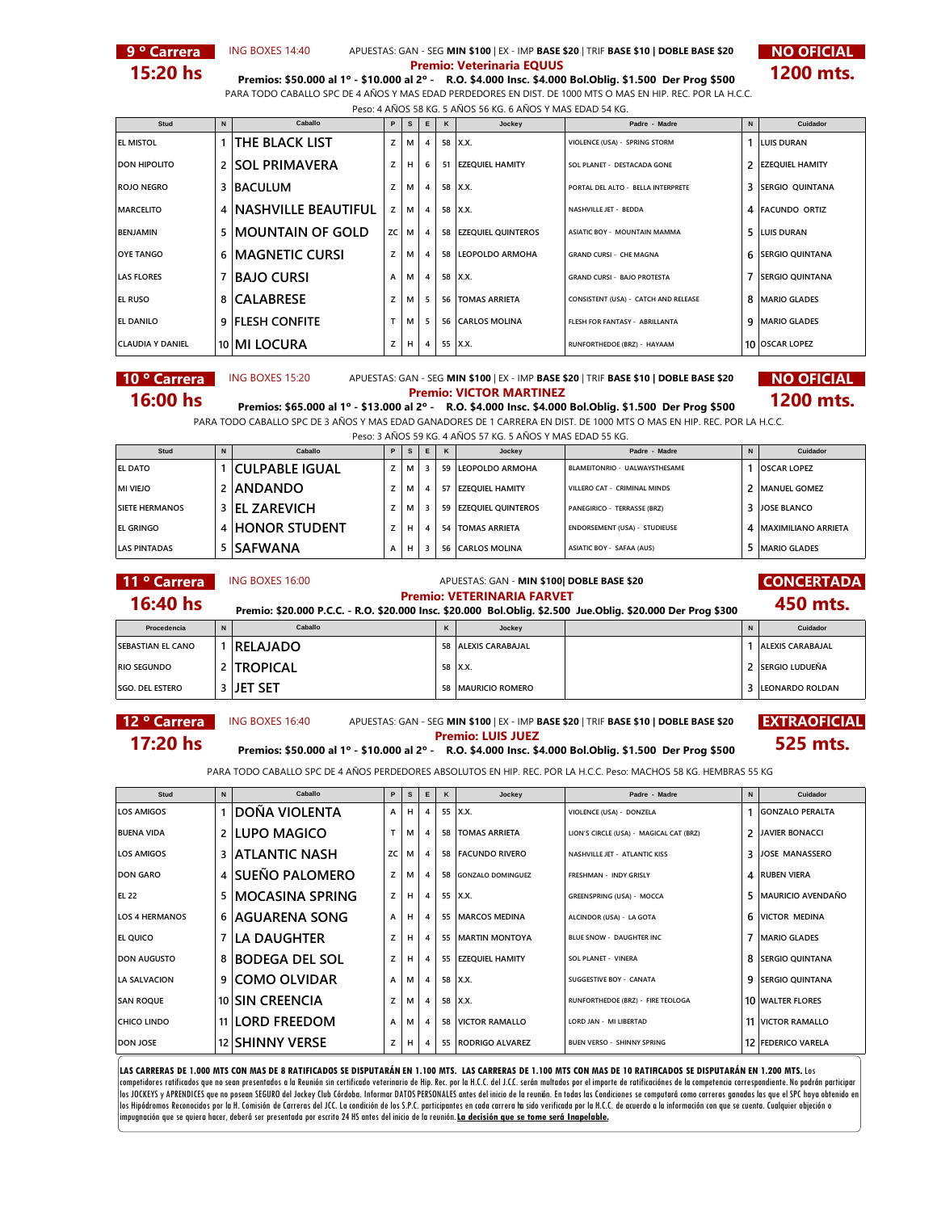## 9 º Carrera

**15:20 hs**

ING BOXES 14:40

APUESTAS: GAN - SEG **MIN $100** | EX - IMP **BASE $20** | TRIF **BASE $10 | DOBLE BASE $20**

**NO OFICIAL**

**1200 mts.**

**Premio: Veterinaria EQUUS**

**Premios: $50.000 al 1º - $10.000 al 2º - R.O. $4.000 Insc. $4.000 Bol.Oblig. $1.500 Der Prog $500**

PARA TODO CABALLO SPC DE 4 AÑOS Y MAS EDAD PERDEDORES EN DIST. DE 1000 MTS O MAS EN HIP. REC. POR LA H.C.C.

Peso: 4 AÑOS 58 KG. 5 AÑOS 56 KG. 6 AÑOS Y MAS EDAD 54 KG.

| Stud | N | Caballo | P | S | E | K | Jockey | Padre - Madre | N | Cuidador |
|---|---|---|---|---|---|---|---|---|---|---|
| EL MISTOL | 1 | THE BLACK LIST | Z | M | 4 | 58 | X.X. | VIOLENCE (USA) - SPRING STORM | 1 | LUIS DURAN |
| DON HIPOLITO | 2 | SOL PRIMAVERA | Z | H | 6 | 51 | EZEQUIEL HAMITY | SOL PLANET - DESTACADA GONE | 2 | EZEQUIEL HAMITY |
| ROJO NEGRO | 3 | BACULUM | Z | M | 4 | 58 | X.X. | PORTAL DEL ALTO - BELLA INTERPRETE | 3 | SERGIO QUINTANA |
| MARCELITO | 4 | NASHVILLE BEAUTIFUL | Z | M | 4 | 58 | X.X. | NASHVILLE JET - BEDDA | 4 | FACUNDO ORTIZ |
| BENJAMIN | 5 | MOUNTAIN OF GOLD | ZC | M | 4 | 58 | EZEQUIEL QUINTEROS | ASIATIC BOY - MOUNTAIN MAMMA | 5 | LUIS DURAN |
| OYE TANGO | 6 | MAGNETIC CURSI | Z | M | 4 | 58 | LEOPOLDO ARMOHA | GRAND CURSI - CHE MAGNA | 6 | SERGIO QUINTANA |
| LAS FLORES | 7 | BAJO CURSI | A | M | 4 | 58 | X.X. | GRAND CURSI - BAJO PROTESTA | 7 | SERGIO QUINTANA |
| EL RUSO | 8 | CALABRESE | Z | M | 5 | 56 | TOMAS ARRIETA | CONSISTENT (USA) - CATCH AND RELEASE | 8 | MARIO GLADES |
| EL DANILO | 9 | FLESH CONFITE | T | M | 5 | 56 | CARLOS MOLINA | FLESH FOR FANTASY - ABRILLANTA | 9 | MARIO GLADES |
| CLAUDIA Y DANIEL | 10 | MI LOCURA | Z | H | 4 | 55 | X.X. | RUNFORTHEDOE (BRZ) - HAYAAM | 10 | OSCAR LOPEZ |

## 10 º Carrera

**16:00 hs**

ING BOXES 15:20

APUESTAS: GAN - SEG **MIN $100** | EX - IMP **BASE $20** | TRIF **BASE $10 | DOBLE BASE $20**

**NO OFICIAL**

**1200 mts.**

**Premio: VICTOR MARTINEZ**

**Premios: $65.000 al 1º - $13.000 al 2º - R.O. $4.000 Insc. $4.000 Bol.Oblig. $1.500 Der Prog $500**

PARA TODO CABALLO SPC DE 3 AÑOS Y MAS EDAD GANADORES DE 1 CARRERA EN DIST. DE 1000 MTS O MAS EN HIP. REC. POR LA H.C.C.

Peso: 3 AÑOS 59 KG. 4 AÑOS 57 KG. 5 AÑOS Y MAS EDAD 55 KG.

| Stud | N | Caballo | P | S | E | K | Jockey | Padre - Madre | N | Cuidador |
|---|---|---|---|---|---|---|---|---|---|---|
| EL DATO | 1 | CULPABLE IGUAL | Z | M | 3 | 59 | LEOPOLDO ARMOHA | BLAMEITONRIO - UALWAYSTHESAME | 1 | OSCAR LOPEZ |
| MI VIEJO | 2 | ANDANDO | Z | M | 4 | 57 | EZEQUIEL HAMITY | VILLERO CAT - CRIMINAL MINDS | 2 | MANUEL GOMEZ |
| SIETE HERMANOS | 3 | EL ZAREVICH | Z | M | 3 | 59 | EZEQUIEL QUINTEROS | PANEGIRICO - TERRASSE (BRZ) | 3 | JOSE BLANCO |
| EL GRINGO | 4 | HONOR STUDENT | Z | H | 4 | 54 | TOMAS ARRIETA | ENDORSEMENT (USA) - STUDIEUSE | 4 | MAXIMILIANO ARRIETA |
| LAS PINTADAS | 5 | SAFWANA | A | H | 3 | 56 | CARLOS MOLINA | ASIATIC BOY - SAFAA (AUS) | 5 | MARIO GLADES |

## 11 º Carrera

**16:40 hs**

ING BOXES 16:00

APUESTAS: GAN - **MIN $100| DOBLE BASE $20**

**CONCERTADA**

**450 mts.**

**Premio: VETERINARIA FARVET**

**Premio: $20.000 P.C.C. - R.O. $20.000 Insc. $20.000 Bol.Oblig. $2.500 Jue.Oblig. $20.000 Der Prog $300**

| Procedencia | N | Caballo | K | Jockey | | N | Cuidador |
|---|---|---|---|---|---|---|---|
| SEBASTIAN EL CANO | 1 | RELAJADO | 58 | ALEXIS CARABAJAL | | 1 | ALEXIS CARABAJAL |
| RIO SEGUNDO | 2 | TROPICAL | 58 | X.X. | | 2 | SERGIO LUDUEÑA |
| SGO. DEL ESTERO | 3 | JET SET | 58 | MAURICIO ROMERO | | 3 | LEONARDO ROLDAN |

## 12 º Carrera

**17:20 hs**

ING BOXES 16:40

APUESTAS: GAN - SEG **MIN $100** | EX - IMP **BASE $20** | TRIF **BASE $10 | DOBLE BASE $20**

**EXTRAOFICIAL**

**525 mts.**

**Premio: LUIS JUEZ**

**Premios: $50.000 al 1º - $10.000 al 2º - R.O. $4.000 Insc. $4.000 Bol.Oblig. $1.500 Der Prog $500**

PARA TODO CABALLO SPC DE 4 AÑOS PERDEDORES ABSOLUTOS EN HIP. REC. POR LA H.C.C. Peso: MACHOS 58 KG. HEMBRAS 55 KG

| Stud | N | Caballo | P | S | E | K | Jockey | Padre - Madre | N | Cuidador |
|---|---|---|---|---|---|---|---|---|---|---|
| LOS AMIGOS | 1 | DOÑA VIOLENTA | A | H | 4 | 55 | X.X. | VIOLENCE (USA) - DONZELA | 1 | GONZALO PERALTA |
| BUENA VIDA | 2 | LUPO MAGICO | T | M | 4 | 58 | TOMAS ARRIETA | LION'S CIRCLE (USA) - MAGICAL CAT (BRZ) | 2 | JAVIER BONACCI |
| LOS AMIGOS | 3 | ATLANTIC NASH | ZC | M | 4 | 58 | FACUNDO RIVERO | NASHVILLE JET - ATLANTIC KISS | 3 | JOSE MANASSERO |
| DON GARO | 4 | SUEÑO PALOMERO | Z | M | 4 | 58 | GONZALO DOMINGUEZ | FRESHMAN - INDY GRISLY | 4 | RUBEN VIERA |
| EL 22 | 5 | MOCASINA SPRING | Z | H | 4 | 55 | X.X. | GREENSPRING (USA) - MOCCA | 5 | MAURICIO AVENDAÑO |
| LOS 4 HERMANOS | 6 | AGUARENA SONG | A | H | 4 | 55 | MARCOS MEDINA | ALCINDOR (USA) - LA GOTA | 6 | VICTOR MEDINA |
| EL QUICO | 7 | LA DAUGHTER | Z | H | 4 | 55 | MARTIN MONTOYA | BLUE SNOW - DAUGHTER INC | 7 | MARIO GLADES |
| DON AUGUSTO | 8 | BODEGA DEL SOL | Z | H | 4 | 55 | EZEQUIEL HAMITY | SOL PLANET - VINERA | 8 | SERGIO QUINTANA |
| LA SALVACION | 9 | COMO OLVIDAR | A | M | 4 | 58 | X.X. | SUGGESTIVE BOY - CANATA | 9 | SERGIO QUINTANA |
| SAN ROQUE | 10 | SIN CREENCIA | Z | M | 4 | 58 | X.X. | RUNFORTHEDOE (BRZ) - FIRE TEOLOGA | 10 | WALTER FLORES |
| CHICO LINDO | 11 | LORD FREEDOM | A | M | 4 | 58 | VICTOR RAMALLO | LORD JAN - MI LIBERTAD | 11 | VICTOR RAMALLO |
| DON JOSE | 12 | SHINNY VERSE | Z | H | 4 | 55 | RODRIGO ALVAREZ | BUEN VERSO - SHINNY SPRING | 12 | FEDERICO VARELA |

**LAS CARRERAS DE 1.000 MTS CON MAS DE 8 RATIFICADOS SE DISPUTARÁN EN 1.100 MTS. LAS CARRERAS DE 1.100 MTS CON MAS DE 10 RATIFICADOS SE DISPUTARÁN EN 1.200 MTS.** Los competidores ratificados que no sean presentados a la Reunión sin certificado veterinario de Hip. Rec. por la H.C.C. del J.CC. serán multados por el importe de ratificaciónes de la competencia correspondiente. No podrán participar los JOCKEYS y APRENDICES que no posean SEGURO del Jockey Club Córdoba. Informar DATOS PERSONALES antes del inicio de la reunión. En todas las Condiciones se computará como carreras ganadas las que el SPC haya obtenido en los Hipódromos Reconocidos por la H. Comisión de Carreras del JCC. La condición de los S.P.C. participantes en cada carrera ha sido verificada por la H.C.C. de acuerdo a la información con que se cuenta. Cualquier objeción o impugnación que se quiera hacer, deberá ser presentada por escrito 24 HS antes del inicio de la reunión. **La decisión que se tome será Inapelable.**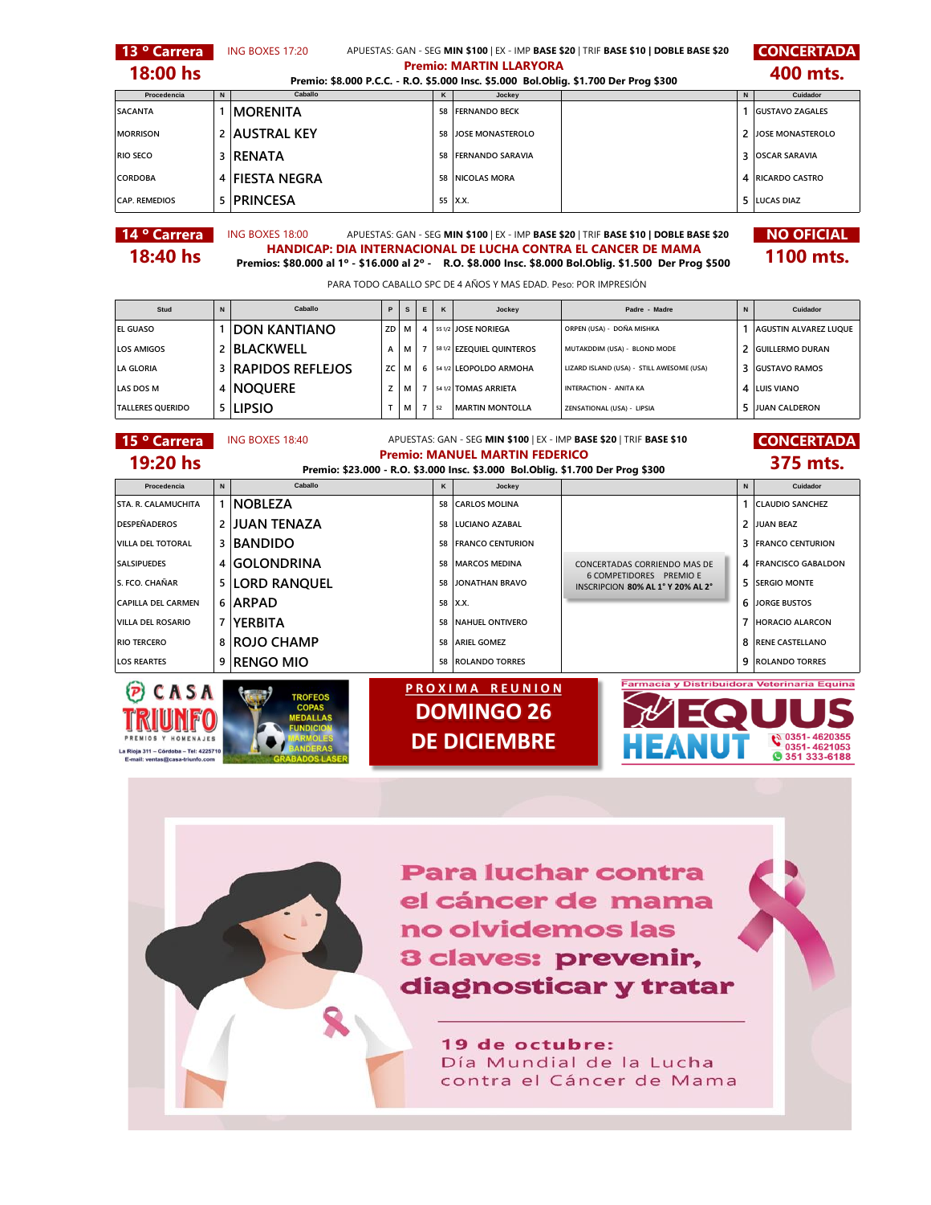## 13 ° Carrera — 18:00 hs

ING BOXES 17:20 — APUESTAS: GAN - SEG **MIN $100** | EX - IMP **BASE $20** | TRIF **BASE $10** | **DOBLE BASE $20**

**CONCERTADA — 400 mts.**

**Premio: MARTIN LLARYORA**

**Premio: $8.000 P.C.C. - R.O. $5.000 Insc. $5.000 Bol.Oblig. $1.700 Der Prog $300**

| Procedencia | N | Caballo | K | Jockey | | N | Cuidador |
|---|---|---|---|---|---|---|---|
| SACANTA | 1 | MORENITA | 58 | FERNANDO BECK | | 1 | GUSTAVO ZAGALES |
| MORRISON | 2 | AUSTRAL KEY | 58 | JOSE MONASTEROLO | | 2 | JOSE MONASTEROLO |
| RIO SECO | 3 | RENATA | 58 | FERNANDO SARAVIA | | 3 | OSCAR SARAVIA |
| CORDOBA | 4 | FIESTA NEGRA | 58 | NICOLAS MORA | | 4 | RICARDO CASTRO |
| CAP. REMEDIOS | 5 | PRINCESA | 55 | X.X. | | 5 | LUCAS DIAZ |

## 14 ° Carrera — 18:40 hs

ING BOXES 18:00 — APUESTAS: GAN - SEG **MIN $100** | EX - IMP **BASE $20** | TRIF **BASE $10** | **DOBLE BASE $20**

**NO OFICIAL — 1100 mts.**

**HANDICAP: DIA INTERNACIONAL DE LUCHA CONTRA EL CANCER DE MAMA**

**Premios: $80.000 al 1° - $16.000 al 2° - R.O. $8.000 Insc. $8.000 Bol.Oblig. $1.500 Der Prog $500**

PARA TODO CABALLO SPC DE 4 AÑOS Y MAS EDAD. Peso: POR IMPRESIÓN

| Stud | N | Caballo | P | S | E | K | Jockey | Padre - Madre | N | Cuidador |
|---|---|---|---|---|---|---|---|---|---|---|
| EL GUASO | 1 | DON KANTIANO | ZD | M | 4 | 55 1/2 | JOSE NORIEGA | ORPEN (USA) - DOÑA MISHKA | 1 | AGUSTIN ALVAREZ LUQUE |
| LOS AMIGOS | 2 | BLACKWELL | A | M | 7 | 58 1/2 | EZEQUIEL QUINTEROS | MUTAKDDIM (USA) - BLOND MODE | 2 | GUILLERMO DURAN |
| LA GLORIA | 3 | RAPIDOS REFLEJOS | ZC | M | 6 | 54 1/2 | LEOPOLDO ARMOHA | LIZARD ISLAND (USA) - STILL AWESOME (USA) | 3 | GUSTAVO RAMOS |
| LAS DOS M | 4 | NOQUERE | Z | M | 7 | 54 1/2 | TOMAS ARRIETA | INTERACTION - ANITA KA | 4 | LUIS VIANO |
| TALLERES QUERIDO | 5 | LIPSIO | T | M | 7 | 52 | MARTIN MONTOLLA | ZENSATIONAL (USA) - LIPSIA | 5 | JUAN CALDERON |

## 15 ° Carrera — 19:20 hs

ING BOXES 18:40 — APUESTAS: GAN - SEG **MIN $100** | EX - IMP **BASE $20** | TRIF **BASE $10**

**CONCERTADA — 375 mts.**

**Premio: MANUEL MARTIN FEDERICO**

**Premio: $23.000 - R.O. $3.000 Insc. $3.000 Bol.Oblig. $1.700 Der Prog $300**

| Procedencia | N | Caballo | K | Jockey | | N | Cuidador |
|---|---|---|---|---|---|---|---|
| STA. R. CALAMUCHITA | 1 | NOBLEZA | 58 | CARLOS MOLINA | | 1 | CLAUDIO SANCHEZ |
| DESPEÑADEROS | 2 | JUAN TENAZA | 58 | LUCIANO AZABAL | | 2 | JUAN BEAZ |
| VILLA DEL TOTORAL | 3 | BANDIDO | 58 | FRANCO CENTURION | | 3 | FRANCO CENTURION |
| SALSIPUEDES | 4 | GOLONDRINA | 58 | MARCOS MEDINA | CONCERTADAS CORRIENDO MAS DE 6 COMPETIDORES PREMIO E INSCRIPCION **80% AL 1° Y 20% AL 2°** | 4 | FRANCISCO GABALDON |
| S. FCO. CHAÑAR | 5 | LORD RANQUEL | 58 | JONATHAN BRAVO | | 5 | SERGIO MONTE |
| CAPILLA DEL CARMEN | 6 | ARPAD | 58 | X.X. | | 6 | JORGE BUSTOS |
| VILLA DEL ROSARIO | 7 | YERBITA | 58 | NAHUEL ONTIVERO | | 7 | HORACIO ALARCON |
| RIO TERCERO | 8 | ROJO CHAMP | 58 | ARIEL GOMEZ | | 8 | RENE CASTELLANO |
| LOS REARTES | 9 | RENGO MIO | 58 | ROLANDO TORRES | | 9 | ROLANDO TORRES |

CASA TRIUNFO — PREMIOS Y HOMENAJES — La Rioja 311 – Córdoba – Tel: 4225710 — E-mail: ventas@casa-triunfo.com

TROFEOS COPAS MEDALLAS FUNDICION MARMOLES BANDERAS GRABADOS LASER

**PROXIMA REUNION**

**DOMINGO 26 DE DICIEMBRE**

Farmacia y Distribuidora Veterinaria Equina — EQUUS HEANUT — 0351- 4620355 — 0351- 4621053 — 351 333-6188

Para luchar contra el cáncer de mama no olvidemos las 3 claves: prevenir, diagnosticar y tratar

**19 de octubre:** Día Mundial de la Lucha contra el Cáncer de Mama